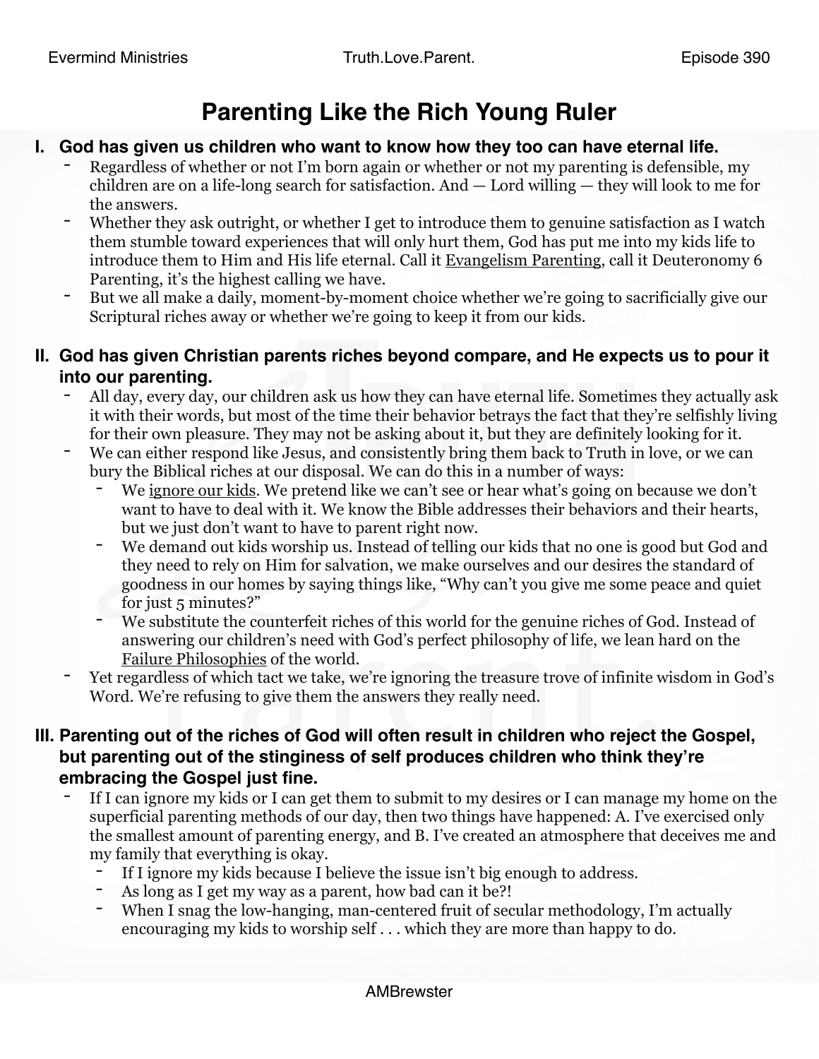# Parenting Like the Rich Young Ruler

## I. God has given us children who want to know how they too can have eternal life.

- Regardless of whether or not I'm born again or whether or not my parenting is defensible, my children are on a life-long search for satisfaction. And — Lord willing — they will look to me for the answers.
- Whether they ask outright, or whether I get to introduce them to genuine satisfaction as I watch them stumble toward experiences that will only hurt them, God has put me into my kids life to introduce them to Him and His life eternal. Call it <u>Evangelism Parenting</u>, call it Deuteronomy 6 Parenting, it's the highest calling we have.
- But we all make a daily, moment-by-moment choice whether we're going to sacrificially give our Scriptural riches away or whether we're going to keep it from our kids.

## II. God has given Christian parents riches beyond compare, and He expects us to pour it into our parenting.

- All day, every day, our children ask us how they can have eternal life. Sometimes they actually ask it with their words, but most of the time their behavior betrays the fact that they're selfishly living for their own pleasure. They may not be asking about it, but they are definitely looking for it.
- We can either respond like Jesus, and consistently bring them back to Truth in love, or we can bury the Biblical riches at our disposal. We can do this in a number of ways:
  - We <u>ignore our kids</u>. We pretend like we can't see or hear what's going on because we don't want to have to deal with it. We know the Bible addresses their behaviors and their hearts, but we just don't want to have to parent right now.
  - We demand out kids worship us. Instead of telling our kids that no one is good but God and they need to rely on Him for salvation, we make ourselves and our desires the standard of goodness in our homes by saying things like, "Why can't you give me some peace and quiet for just 5 minutes?"
  - We substitute the counterfeit riches of this world for the genuine riches of God. Instead of answering our children's need with God's perfect philosophy of life, we lean hard on the <u>Failure Philosophies</u> of the world.
- Yet regardless of which tact we take, we're ignoring the treasure trove of infinite wisdom in God's Word. We're refusing to give them the answers they really need.

## III. Parenting out of the riches of God will often result in children who reject the Gospel, but parenting out of the stinginess of self produces children who think they're embracing the Gospel just fine.

- If I can ignore my kids or I can get them to submit to my desires or I can manage my home on the superficial parenting methods of our day, then two things have happened: A. I've exercised only the smallest amount of parenting energy, and B. I've created an atmosphere that deceives me and my family that everything is okay.
  - If I ignore my kids because I believe the issue isn't big enough to address.
  - As long as I get my way as a parent, how bad can it be?!
  - When I snag the low-hanging, man-centered fruit of secular methodology, I'm actually encouraging my kids to worship self . . . which they are more than happy to do.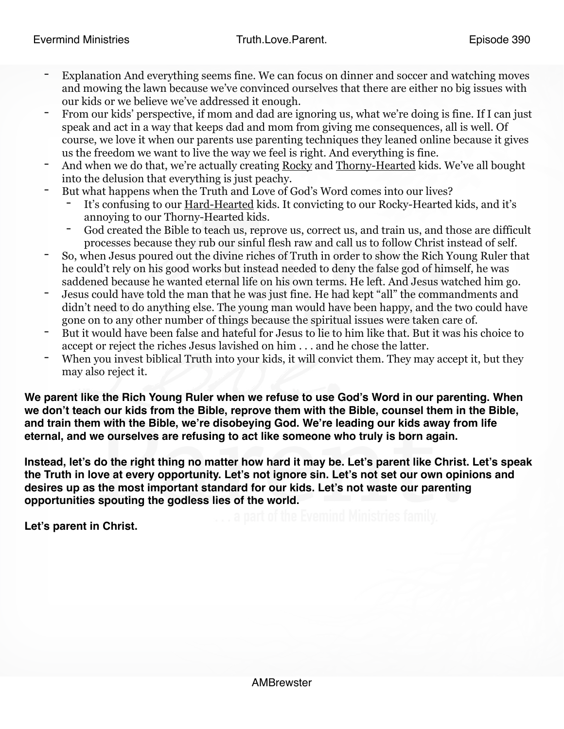- Explanation And everything seems fine. We can focus on dinner and soccer and watching moves and mowing the lawn because we've convinced ourselves that there are either no big issues with our kids or we believe we've addressed it enough.
- From our kids' perspective, if mom and dad are ignoring us, what we're doing is fine. If I can just speak and act in a way that keeps dad and mom from giving me consequences, all is well. Of course, we love it when our parents use parenting techniques they leaned online because it gives us the freedom we want to live the way we feel is right. And everything is fine.
- And when we do that, we're actually creating <u>Rocky</u> and <u>Thorny-Hearted</u> kids. We've all bought into the delusion that everything is just peachy.
- But what happens when the Truth and Love of God's Word comes into our lives?
    - It's confusing to our <u>Hard-Hearted</u> kids. It convicting to our Rocky-Hearted kids, and it's annoying to our Thorny-Hearted kids.
    - God created the Bible to teach us, reprove us, correct us, and train us, and those are difficult processes because they rub our sinful flesh raw and call us to follow Christ instead of self.
- So, when Jesus poured out the divine riches of Truth in order to show the Rich Young Ruler that he could't rely on his good works but instead needed to deny the false god of himself, he was saddened because he wanted eternal life on his own terms. He left. And Jesus watched him go.
- Jesus could have told the man that he was just fine. He had kept "all" the commandments and didn't need to do anything else. The young man would have been happy, and the two could have gone on to any other number of things because the spiritual issues were taken care of.
- But it would have been false and hateful for Jesus to lie to him like that. But it was his choice to accept or reject the riches Jesus lavished on him . . . and he chose the latter.
- When you invest biblical Truth into your kids, it will convict them. They may accept it, but they may also reject it.

**We parent like the Rich Young Ruler when we refuse to use God's Word in our parenting. When we don't teach our kids from the Bible, reprove them with the Bible, counsel them in the Bible, and train them with the Bible, we're disobeying God. We're leading our kids away from life eternal, and we ourselves are refusing to act like someone who truly is born again.**

**Instead, let's do the right thing no matter how hard it may be. Let's parent like Christ. Let's speak the Truth in love at every opportunity. Let's not ignore sin. Let's not set our own opinions and desires up as the most important standard for our kids. Let's not waste our parenting opportunities spouting the godless lies of the world.**

**Let's parent in Christ.**